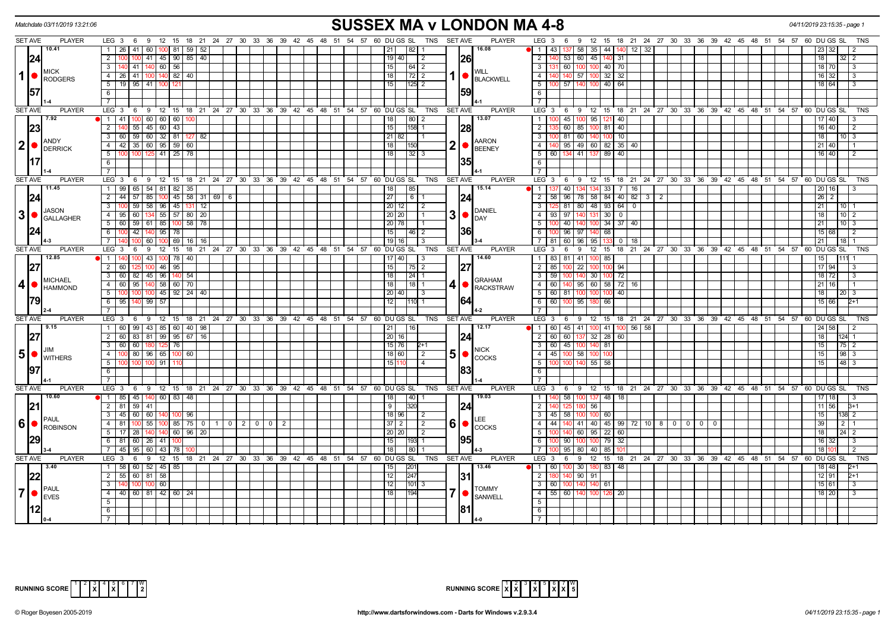Matchdate 03/11/2019 13:21:06

# SUSSEX MA v LONDON MA 4-8

04/11/2019 23:15:35 - page 1

## Set 1

| SET AVE | PLAYER | LEG | Scores | DU | GS | SL | TNS |
|---|---|---|---|---|---|---|---|
| 10.41 / 24 / 57 | MICK RODGERS (1-4) | 1 | 26, 41, 60, 100, 81, 59, 52 | 21 | | 82 | 1 |
| | | 2 | 100, 100, 41, 45, 90, 85, 40 | 19 | 40 | | 2 |
| | | 3 | 140, 41, 140, 60, 56 | 15 | | 64 | 2 |
| | | 4 | 26, 41, 100, 140, 82, 40 | 18 | | 72 | 2 |
| | | 5 | 19, 95, 41, 100, 121 | 15 | | 125 | 2 |

| SET AVE | PLAYER | LEG | Scores | DU | GS | SL | TNS |
|---|---|---|---|---|---|---|---|
| 16.08 / 26 / 59 | WILL BLACKWELL (4-1) | 1 | 43, 137, 58, 35, 44, 140, 12, 32 | 23 | 32 | | 2 |
| | | 2 | 140, 53, 60, 45, 140, 31 | 18 | | 32 | 2 |
| | | 3 | 131, 60, 100, 100, 40, 70 | 18 | 70 | | 3 |
| | | 4 | 140, 140, 57, 100, 32, 32 | 16 | 32 | | 3 |
| | | 5 | 100, 57, 140, 100, 40, 64 | 18 | 64 | | 3 |

## Set 2

| SET AVE | PLAYER | LEG | Scores | DU | GS | SL | TNS |
|---|---|---|---|---|---|---|---|
| 7.92 / 23 / 17 | ANDY DERRICK (1-4) | 1 | 41, 100, 60, 60, 60, 100 | 18 | | 80 | 2 |
| | | 2 | 140, 55, 45, 60, 43 | 15 | | 158 | 1 |
| | | 3 | 60, 59, 60, 32, 81, 127, 82 | 21 | 82 | | 1 |
| | | 4 | 42, 35, 60, 95, 59, 60 | 18 | | 150 | |
| | | 5 | 100, 100, 125, 41, 25, 78 | 18 | | 32 | 3 |

| SET AVE | PLAYER | LEG | Scores | DU | GS | SL | TNS |
|---|---|---|---|---|---|---|---|
| 13.07 / 28 / 35 | AARON BEENEY (4-1) | 1 | 100, 45, 100, 95, 121, 40 | 17 | 40 | | 3 |
| | | 2 | 135, 60, 85, 100, 81, 40 | 16 | 40 | | 2 |
| | | 3 | 100, 81, 60, 140, 100, 10 | 18 | | 10 | 3 |
| | | 4 | 140, 95, 49, 60, 82, 35, 40 | 21 | 40 | | 1 |
| | | 5 | 60, 134, 41, 137, 89, 40 | 16 | 40 | | 2 |

## Set 3

| SET AVE | PLAYER | LEG | Scores | DU | GS | SL | TNS |
|---|---|---|---|---|---|---|---|
| 11.45 / 24 / 24 | JASON GALLAGHER (4-3) | 1 | 99, 65, 54, 81, 82, 35 | 18 | | 85 | |
| | | 2 | 44, 57, 85, 100, 45, 58, 31, 69, 6 | 27 | | 6 | 1 |
| | | 3 | 100, 59, 58, 96, 45, 131, 12 | 20 | 12 | | 2 |
| | | 4 | 95, 60, 134, 55, 57, 80, 20 | 20 | 20 | | 1 |
| | | 5 | 60, 59, 61, 85, 100, 58, 78 | 20 | 78 | | 1 |
| | | 6 | 100, 42, 140, 95, 78 | 15 | | 46 | 2 |
| | | 7 | 140, 100, 60, 100, 69, 16, 16 | 19 | 16 | | 3 |

| SET AVE | PLAYER | LEG | Scores | DU | GS | SL | TNS |
|---|---|---|---|---|---|---|---|
| 15.14 / 24 / 36 | DANIEL DAY (3-4) | 1 | 137, 40, 134, 134, 33, 7, 16 | 20 | 16 | | 3 |
| | | 2 | 58, 96, 78, 58, 84, 40, 82, 3, 2 | 26 | 2 | | |
| | | 3 | 125, 81, 80, 48, 93, 64, 0 | 21 | | 10 | 1 |
| | | 4 | 93, 97, 140, 131, 30, 0 | 18 | | 10 | 2 |
| | | 5 | 100, 40, 140, 100, 34, 37, 40 | 21 | | 10 | 3 |
| | | 6 | 100, 96, 97, 140, 68 | 15 | 68 | | 2 |
| | | 7 | 81, 60, 96, 95, 133, 0, 18 | 21 | | 18 | 1 |

## Set 4

| SET AVE | PLAYER | LEG | Scores | DU | GS | SL | TNS |
|---|---|---|---|---|---|---|---|
| 12.85 / 27 / 79 | MICHAEL HAMMOND (2-4) | 1 | 140, 100, 43, 100, 78, 40 | 17 | 40 | | 3 |
| | | 2 | 60, 125, 100, 46, 95 | 15 | | 75 | 2 |
| | | 3 | 60, 82, 45, 96, 140, 54 | 18 | | 24 | 1 |
| | | 4 | 60, 95, 140, 58, 60, 70 | 18 | | 18 | 1 |
| | | 5 | 100, 100, 100, 45, 92, 24, 40 | 20 | 40 | | 3 |
| | | 6 | 95, 140, 99, 57 | 12 | | 110 | 1 |

| SET AVE | PLAYER | LEG | Scores | DU | GS | SL | TNS |
|---|---|---|---|---|---|---|---|
| 14.60 / 27 / 64 | GRAHAM RACKSTRAW (4-2) | 1 | 83, 81, 41, 100, 85 | 15 | | 111 | 1 |
| | | 2 | 85, 100, 22, 100, 100, 94 | 17 | 94 | | 3 |
| | | 3 | 59, 100, 140, 30, 100, 72 | 18 | 72 | | 3 |
| | | 4 | 60, 140, 95, 60, 58, 72, 16 | 21 | 16 | | 1 |
| | | 5 | 60, 81, 100, 100, 100, 40 | 18 | | 20 | 3 |
| | | 6 | 60, 100, 95, 180, 66 | 15 | 66 | | 2+1 |

## Set 5

| SET AVE | PLAYER | LEG | Scores | DU | GS | SL | TNS |
|---|---|---|---|---|---|---|---|
| 9.15 / 27 / 97 | JIM WITHERS (4-1) | 1 | 60, 99, 43, 85, 60, 40, 98 | 21 | | 16 | |
| | | 2 | 60, 83, 81, 99, 95, 67, 16 | 20 | 16 | | |
| | | 3 | 60, 60, 180, 125, 76 | 15 | 76 | | 2+1 |
| | | 4 | 100, 80, 96, 65, 100, 60 | 18 | 60 | | 2 |
| | | 5 | 100, 100, 100, 91, 110 | 15 | 110 | | 4 |

| SET AVE | PLAYER | LEG | Scores | DU | GS | SL | TNS |
|---|---|---|---|---|---|---|---|
| 12.17 / 24 / 83 | NICK COCKS (1-4) | 1 | 60, 45, 41, 100, 41, 100, 56, 58 | 24 | 58 | | 2 |
| | | 2 | 60, 60, 137, 32, 28, 60 | 18 | | 124 | 1 |
| | | 3 | 60, 45, 100, 140, 81 | 15 | | 75 | 2 |
| | | 4 | 45, 100, 58, 100, 100 | 15 | | 98 | 3 |
| | | 5 | 100, 100, 140, 55, 58 | 15 | | 48 | 3 |

## Set 6

| SET AVE | PLAYER | LEG | Scores | DU | GS | SL | TNS |
|---|---|---|---|---|---|---|---|
| 10.60 / 21 / 29 | PAUL ROBINSON (3-4) | 1 | 85, 45, 140, 60, 83, 48 | 18 | | 40 | 1 |
| | | 2 | 81, 59, 41 | 9 | | 320 | |
| | | 3 | 45, 60, 60, 140, 100, 96 | 18 | 96 | | 2 |
| | | 4 | 81, 100, 55, 100, 85, 75, 0, 1, 0, 2, 0, 0, 2 | 37 | 2 | | 2 |
| | | 5 | 17, 28, 140, 140, 60, 96, 20 | 20 | 20 | | 2 |
| | | 6 | 81, 60, 26, 41, 100 | 15 | | 193 | 1 |
| | | 7 | 45, 95, 60, 43, 78, 100 | 18 | | 80 | 1 |

| SET AVE | PLAYER | LEG | Scores | DU | GS | SL | TNS |
|---|---|---|---|---|---|---|---|
| 19.03 / 24 / 95 | LEE COCKS (4-3) | 1 | 140, 58, 100, 137, 48, 18 | 17 | 18 | | 3 |
| | | 2 | 140, 125, 180, 56 | 11 | 56 | | 3+1 |
| | | 3 | 45, 58, 100, 100, 60 | 15 | | 138 | 2 |
| | | 4 | 44, 140, 41, 40, 45, 99, 72, 10, 8, 0, 0, 0, 0 | 39 | | 2 | 1 |
| | | 5 | 100, 140, 60, 95, 22, 60 | 18 | | 24 | 2 |
| | | 6 | 100, 90, 100, 100, 79, 32 | 16 | 32 | | 3 |
| | | 7 | 100, 95, 80, 40, 85, 101 | 18 | 101 | | 2 |

## Set 7

| SET AVE | PLAYER | LEG | Scores | DU | GS | SL | TNS |
|---|---|---|---|---|---|---|---|
| 3.40 / 22 / 12 | PAUL EVES (0-4) | 1 | 58, 60, 52, 45, 85 | 15 | | 201 | |
| | | 2 | 55, 60, 81, 58 | 12 | | 247 | |
| | | 3 | 140, 100, 100, 60 | 12 | | 101 | 3 |
| | | 4 | 40, 60, 81, 42, 60, 24 | 18 | | 194 | |

| SET AVE | PLAYER | LEG | Scores | DU | GS | SL | TNS |
|---|---|---|---|---|---|---|---|
| 13.46 / 31 / 81 | TOMMY SANWELL (4-0) | 1 | 60, 100, 30, 180, 83, 48 | 18 | 48 | | 2+1 |
| | | 2 | 180, 140, 90, 91 | 12 | 91 | | 2+1 |
| | | 3 | 60, 100, 140, 140, 61 | 15 | 61 | | 3 |
| | | 4 | 55, 60, 140, 100, 126, 20 | 18 | 20 | | 3 |

**RUNNING SCORE** (Sussex): 1: , 2: , 3: X, 4: , 5: X, 6: , 7: , W: 2

**RUNNING SCORE** (London): 1: X, 2: X, 3: , 4: X, 5: , 6: X, 7: X, W: 5

© Roger Boyesen 2005-2019 — http://www.dartsforwindows.com - Darts for Windows v.2.9.3.4 — 04/11/2019 23:15:35 - page 1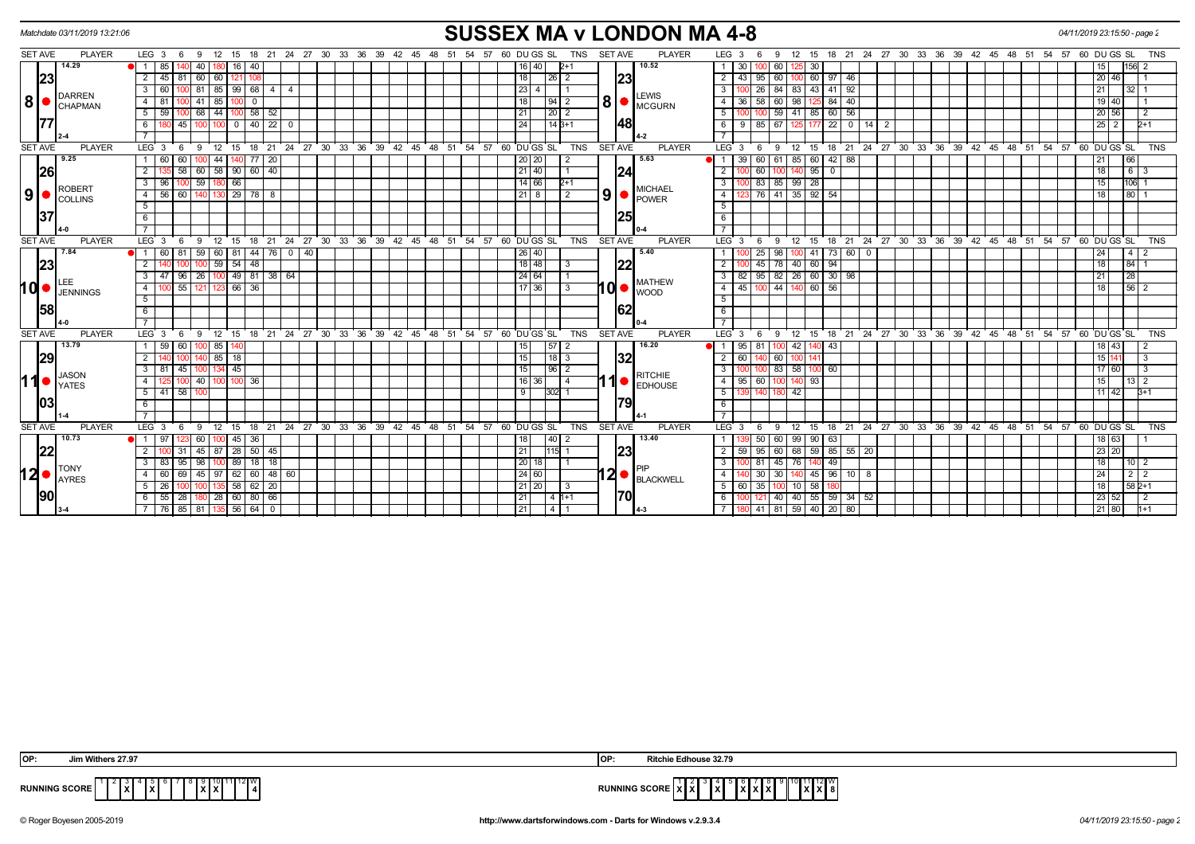Matchdate 03/11/2019 13:21:06

# SUSSEX MA v LONDON MA 4-8

## Game 8

| SET AVE | PLAYER | LEG | 3 | 6 | 9 | 12 | 15 | 18 | 21 | 24 | 27 | DU | GS | SL | TNS |
|---|---|---|---|---|---|---|---|---|---|---|---|---|---|---|---|
| 14.29 | DARREN CHAPMAN | 1 | 85 | 140 | 40 | 180 | 16 | 40 | | | | 16 | 40 | | 2+1 |
| 23 | | 2 | 45 | 81 | 60 | 60 | 121 | 108 | | | | 18 | | 26 | 2 |
| | | 3 | 60 | 100 | 81 | 85 | 99 | 68 | 4 | 4 | | 23 | 4 | | 1 |
| 77 | | 4 | 81 | 100 | 41 | 85 | 100 | 0 | | | | 18 | | 94 | 2 |
| | | 5 | 59 | 100 | 68 | 44 | 100 | 58 | 52 | | | 21 | | 20 | 2 |
| 2-4 | | 6 | 180 | 45 | 100 | 100 | 0 | 40 | 22 | 0 | | 24 | | 14 | 3+1 |

| SET AVE | PLAYER | LEG | 3 | 6 | 9 | 12 | 15 | 18 | 21 | 24 | 27 | 30 | DU | GS | SL | TNS |
|---|---|---|---|---|---|---|---|---|---|---|---|---|---|---|---|---|
| 10.52 | LEWIS MCGURN | 1 | 30 | 100 | 60 | 125 | 30 | | | | | | 15 | | 156 | 2 |
| 23 | | 2 | 43 | 95 | 60 | 100 | 60 | 97 | 46 | | | | 20 | 46 | | 1 |
| | | 3 | 100 | 26 | 84 | 83 | 43 | 41 | 92 | | | | 21 | | 32 | 1 |
| 48 | | 4 | 36 | 58 | 60 | 98 | 125 | 84 | 40 | | | | 19 | 40 | | 1 |
| | | 5 | 100 | 100 | 59 | 41 | 85 | 60 | 56 | | | | 20 | 56 | | 2 |
| 4-2 | | 6 | 9 | 85 | 67 | 125 | 177 | 22 | 0 | 14 | 2 | | 25 | 2 | | 2+1 |

## Game 9

| SET AVE | PLAYER | LEG | 3 | 6 | 9 | 12 | 15 | 18 | 21 | DU | GS | SL | TNS |
|---|---|---|---|---|---|---|---|---|---|---|---|---|---|
| 9.25 | ROBERT COLLINS | 1 | 60 | 60 | 100 | 44 | 140 | 77 | 20 | 20 | 20 | | 2 |
| 26 | | 2 | 135 | 58 | 60 | 58 | 90 | 60 | 40 | 21 | 40 | | 1 |
| 37 | | 3 | 96 | 100 | 59 | 180 | 66 | | | 14 | 66 | | 2+1 |
| 4-0 | | 4 | 56 | 60 | 140 | 130 | 29 | 78 | 8 | 21 | 8 | | 2 |

| SET AVE | PLAYER | LEG | 3 | 6 | 9 | 12 | 15 | 18 | 21 | DU | GS | SL | TNS |
|---|---|---|---|---|---|---|---|---|---|---|---|---|---|
| 5.63 | MICHAEL POWER | 1 | 39 | 60 | 61 | 85 | 60 | 42 | 88 | 21 | | 66 | |
| 24 | | 2 | 100 | 60 | 100 | 140 | 95 | 0 | | 18 | | 6 | 3 |
| 25 | | 3 | 100 | 83 | 85 | 99 | 28 | | | 15 | | 106 | 1 |
| 0-4 | | 4 | 123 | 76 | 41 | 35 | 92 | 54 | | 18 | | 80 | 1 |

## Game 10

| SET AVE | PLAYER | LEG | 3 | 6 | 9 | 12 | 15 | 18 | 21 | 24 | 27 | DU | GS | SL | TNS |
|---|---|---|---|---|---|---|---|---|---|---|---|---|---|---|---|
| 7.84 | LEE JENNINGS | 1 | 60 | 81 | 59 | 60 | 81 | 44 | 76 | 0 | 40 | 26 | 40 | | |
| 23 | | 2 | 140 | 100 | 100 | 59 | 54 | 48 | | | | 18 | 48 | | 3 |
| 58 | | 3 | 47 | 96 | 26 | 100 | 49 | 81 | 38 | 64 | | 24 | 64 | | 1 |
| 4-0 | | 4 | 100 | 55 | 121 | 123 | 66 | 36 | | | | 17 | 36 | | 3 |

| SET AVE | PLAYER | LEG | 3 | 6 | 9 | 12 | 15 | 18 | 21 | 24 | DU | GS | SL | TNS |
|---|---|---|---|---|---|---|---|---|---|---|---|---|---|---|
| 5.40 | MATHEW WOOD | 1 | 100 | 25 | 98 | 100 | 41 | 73 | 60 | 0 | 24 | | 4 | 2 |
| 22 | | 2 | 100 | 45 | 78 | 40 | 60 | 94 | | | 18 | | 84 | 1 |
| 62 | | 3 | 82 | 95 | 82 | 26 | 60 | 30 | 98 | | 21 | | 28 | |
| 0-4 | | 4 | 45 | 100 | 44 | 140 | 60 | 56 | | | 18 | | 56 | 2 |

## Game 11

| SET AVE | PLAYER | LEG | 3 | 6 | 9 | 12 | 15 | 18 | DU | GS | SL | TNS |
|---|---|---|---|---|---|---|---|---|---|---|---|---|
| 13.79 | JASON YATES | 1 | 59 | 60 | 100 | 85 | 140 | | 15 | | 57 | 2 |
| 29 | | 2 | 140 | 100 | 140 | 85 | 18 | | 15 | | 18 | 3 |
| | | 3 | 81 | 45 | 100 | 134 | 45 | | 15 | | 96 | 2 |
| 03 | | 4 | 125 | 100 | 40 | 100 | 100 | 36 | 16 | 36 | | 4 |
| 1-4 | | 5 | 41 | 58 | 100 | | | | 9 | | 302 | 1 |

| SET AVE | PLAYER | LEG | 3 | 6 | 9 | 12 | 15 | 18 | DU | GS | SL | TNS |
|---|---|---|---|---|---|---|---|---|---|---|---|---|
| 16.20 | RITCHIE EDHOUSE | 1 | 95 | 81 | 100 | 42 | 140 | 43 | 18 | 43 | | 2 |
| 32 | | 2 | 60 | 140 | 60 | 100 | 141 | | 15 | 141 | | 3 |
| | | 3 | 100 | 100 | 83 | 58 | 100 | 60 | 17 | 60 | | 3 |
| 79 | | 4 | 95 | 60 | 100 | 140 | 93 | | 15 | | 13 | 2 |
| 4-1 | | 5 | 139 | 140 | 180 | 42 | | | 11 | 42 | | 3+1 |

## Game 12

| SET AVE | PLAYER | LEG | 3 | 6 | 9 | 12 | 15 | 18 | 21 | 24 | DU | GS | SL | TNS |
|---|---|---|---|---|---|---|---|---|---|---|---|---|---|---|
| 10.73 | TONY AYRES | 1 | 97 | 123 | 60 | 100 | 45 | 36 | | | 18 | | 40 | 2 |
| 22 | | 2 | 100 | 31 | 45 | 87 | 28 | 50 | 45 | | 21 | | 115 | 1 |
| | | 3 | 83 | 95 | 98 | 100 | 89 | 18 | 18 | | 20 | 18 | | 1 |
| 90 | | 4 | 60 | 69 | 45 | 97 | 62 | 60 | 48 | 60 | 24 | 60 | | |
| | | 5 | 26 | 100 | 100 | 135 | 58 | 62 | 20 | | 21 | 20 | | 3 |
| | | 6 | 55 | 28 | 180 | 28 | 60 | 80 | 66 | | 21 | | 4 | 1+1 |
| 3-4 | | 7 | 76 | 85 | 81 | 135 | 56 | 64 | 0 | | 21 | | 4 | 1 |

| SET AVE | PLAYER | LEG | 3 | 6 | 9 | 12 | 15 | 18 | 21 | 24 | DU | GS | SL | TNS |
|---|---|---|---|---|---|---|---|---|---|---|---|---|---|---|
| 13.40 | PIP BLACKWELL | 1 | 139 | 50 | 60 | 99 | 90 | 63 | | | 18 | 63 | | 1 |
| 23 | | 2 | 59 | 95 | 60 | 68 | 59 | 85 | 55 | 20 | 23 | 20 | | |
| | | 3 | 100 | 81 | 45 | 76 | 140 | 49 | | | 18 | | 10 | 2 |
| 70 | | 4 | 140 | 30 | 30 | 140 | 45 | 96 | 10 | 8 | 24 | | 2 | 2 |
| | | 5 | 60 | 35 | 100 | 10 | 58 | 180 | | | 18 | | 58 | 2+1 |
| | | 6 | 100 | 121 | 40 | 40 | 55 | 59 | 34 | 52 | 23 | 52 | | 2 |
| 4-3 | | 7 | 180 | 41 | 81 | 59 | 40 | 20 | 80 | | 21 | 80 | | 1+1 |

OP: Jim Withers 27.97

OP: Ritchie Edhouse 32.79

| RUNNING SCORE | 1 | 2 | 3 | 4 | 5 | 6 | 7 | 8 | 9 | 10 | 11 | 12 | W |
|---|---|---|---|---|---|---|---|---|---|---|---|---|---|
| SUSSEX | | | X | | X | | | | X | X | | | 4 |
| LONDON | X | X | | X | | X | X | X | | | X | X | 8 |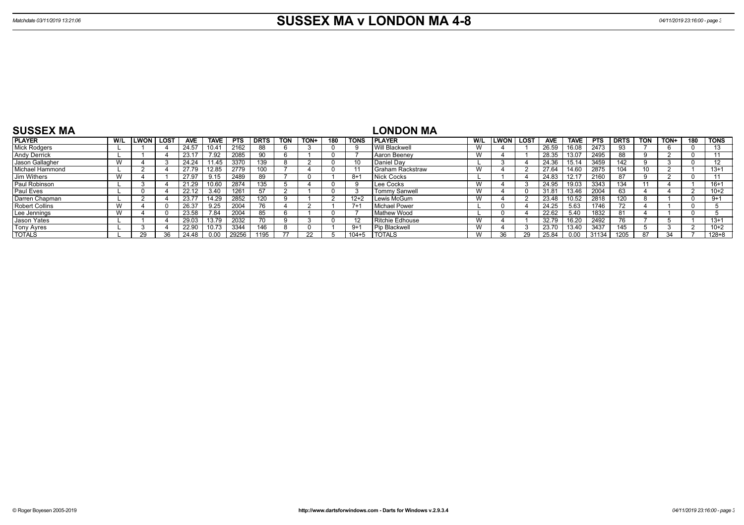# SUSSEX MA v LONDON MA 4-8

Matchdate 03/11/2019 13:21:06

## SUSSEX MA

| PLAYER | W/L | LWON | LOST | AVE | TAVE | PTS | DRTS | TON | TON+ | 180 | TONS |
|---|---|---|---|---|---|---|---|---|---|---|---|
| Mick Rodgers | L | 1 | 4 | 24.57 | 10.41 | 2162 | 88 | 6 | 3 | 0 | 9 |
| Andy Derrick | L | 1 | 4 | 23.17 | 7.92 | 2085 | 90 | 6 | 1 | 0 | 7 |
| Jason Gallagher | W | 4 | 3 | 24.24 | 11.45 | 3370 | 139 | 8 | 2 | 0 | 10 |
| Michael Hammond | L | 2 | 4 | 27.79 | 12.85 | 2779 | 100 | 7 | 4 | 0 | 11 |
| Jim Withers | W | 4 | 1 | 27.97 | 9.15 | 2489 | 89 | 7 | 0 | 1 | 8+1 |
| Paul Robinson | L | 3 | 4 | 21.29 | 10.60 | 2874 | 135 | 5 | 4 | 0 | 9 |
| Paul Eves | L | 0 | 4 | 22.12 | 3.40 | 1261 | 57 | 2 | 1 | 0 | 3 |
| Darren Chapman | L | 2 | 4 | 23.77 | 14.29 | 2852 | 120 | 9 | 1 | 2 | 12+2 |
| Robert Collins | W | 4 | 0 | 26.37 | 9.25 | 2004 | 76 | 4 | 2 | 1 | 7+1 |
| Lee Jennings | W | 4 | 0 | 23.58 | 7.84 | 2004 | 85 | 6 | 1 | 0 | 7 |
| Jason Yates | L | 1 | 4 | 29.03 | 13.79 | 2032 | 70 | 9 | 3 | 0 | 12 |
| Tony Ayres | L | 3 | 4 | 22.90 | 10.73 | 3344 | 146 | 8 | 0 | 1 | 9+1 |
| TOTALS | L | 29 | 36 | 24.48 | 0.00 | 29256 | 1195 | 77 | 22 | 5 | 104+5 |

## LONDON MA

| PLAYER | W/L | LWON | LOST | AVE | TAVE | PTS | DRTS | TON | TON+ | 180 | TONS |
|---|---|---|---|---|---|---|---|---|---|---|---|
| Will Blackwell | W | 4 | 1 | 26.59 | 16.08 | 2473 | 93 | 7 | 6 | 0 | 13 |
| Aaron Beeney | W | 4 | 1 | 28.35 | 13.07 | 2495 | 88 | 9 | 2 | 0 | 11 |
| Daniel Day | L | 3 | 4 | 24.36 | 15.14 | 3459 | 142 | 9 | 3 | 0 | 12 |
| Graham Rackstraw | W | 4 | 2 | 27.64 | 14.60 | 2875 | 104 | 10 | 2 | 1 | 13+1 |
| Nick Cocks | L | 1 | 4 | 24.83 | 12.17 | 2160 | 87 | 9 | 2 | 0 | 11 |
| Lee Cocks | W | 4 | 3 | 24.95 | 19.03 | 3343 | 134 | 11 | 4 | 1 | 16+1 |
| Tommy Sanwell | W | 4 | 0 | 31.81 | 13.46 | 2004 | 63 | 4 | 4 | 2 | 10+2 |
| Lewis McGurn | W | 4 | 2 | 23.48 | 10.52 | 2818 | 120 | 8 | 1 | 0 | 9+1 |
| Michael Power | L | 0 | 4 | 24.25 | 5.63 | 1746 | 72 | 4 | 1 | 0 | 5 |
| Mathew Wood | L | 0 | 4 | 22.62 | 5.40 | 1832 | 81 | 4 | 1 | 0 | 5 |
| Ritchie Edhouse | W | 4 | 1 | 32.79 | 16.20 | 2492 | 76 | 7 | 5 | 1 | 13+1 |
| Pip Blackwell | W | 4 | 3 | 23.70 | 13.40 | 3437 | 145 | 5 | 3 | 2 | 10+2 |
| TOTALS | W | 36 | 29 | 25.84 | 0.00 | 31134 | 1205 | 87 | 34 | 7 | 128+8 |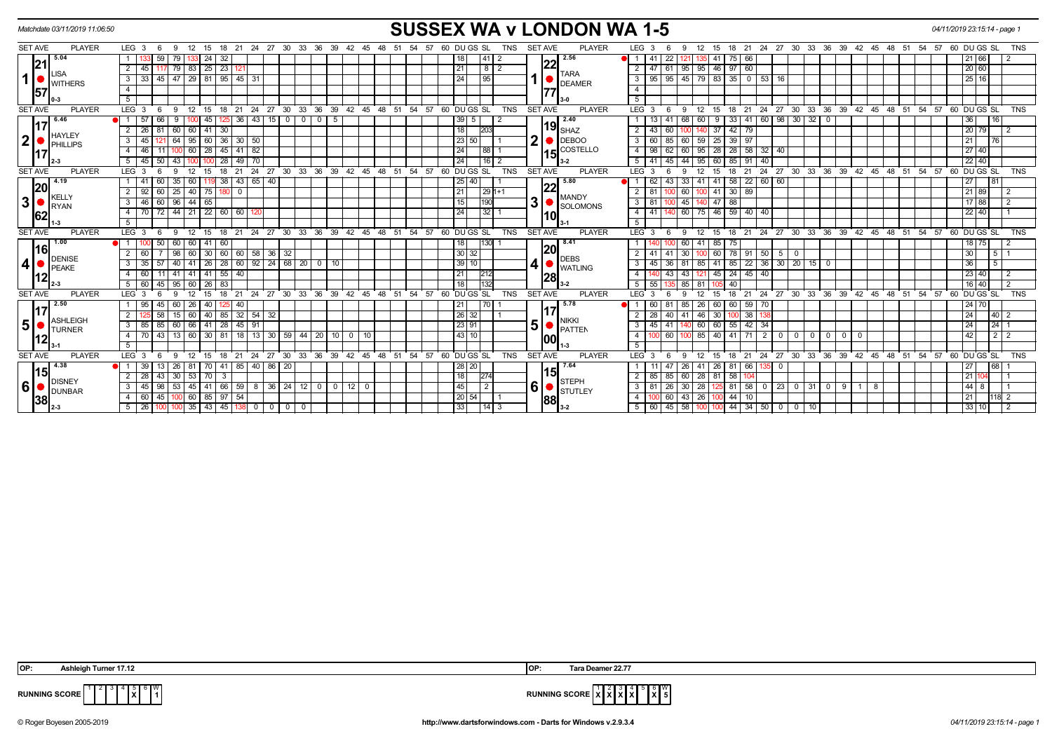Matchdate 03/11/2019 11:06:50

# SUSSEX WA v LONDON WA 1-5

04/11/2019 23:15:14 - page 1

## Set 1

**Home: LISA WITHERS** — Set Ave 21.57 (5.04), 0-3

| LEG | 3 | 6 | 9 | 12 | 15 | 18 | 21 | 24 | DU | GS | SL | TNS |
|---|---|---|---|---|---|---|---|---|---|---|---|---|
| 1 | 133 | 59 | 79 | 133 | 24 | 32 | | | | 18 | 41 | 2 |
| 2 | 45 | 117 | 79 | 83 | 25 | 23 | 121 | | | 21 | 8 | 2 |
| 3 | 33 | 45 | 47 | 29 | 81 | 95 | 45 | 31 | | 24 | 95 | |

**Away: TARA DEAMER** — Set Ave 22.77 (2.56), 3-0

| LEG | 3 | 6 | 9 | 12 | 15 | 18 | 21 | 24 | 27 | DU | GS | SL | TNS |
|---|---|---|---|---|---|---|---|---|---|---|---|---|---|
| 1 | 41 | 22 | 121 | 135 | 41 | 75 | 66 | | | 21 | 66 | | 2 |
| 2 | 47 | 61 | 95 | 95 | 46 | 97 | 60 | | | 20 | 60 | | |
| 3 | 95 | 95 | 45 | 79 | 83 | 35 | 0 | 53 | 16 | 25 | 16 | | |

## Set 2

**Home: HAYLEY PHILLIPS** — Set Ave 17.17 (6.46), 2-3

| LEG | 3 | 6 | 9 | 12 | 15 | 18 | 21 | 24 | 27 | 30 | 33 | 36 | 39 | DU | GS | SL | TNS |
|---|---|---|---|---|---|---|---|---|---|---|---|---|---|---|---|---|---|
| 1 | 57 | 66 | 9 | 100 | 45 | 125 | 36 | 43 | 15 | 0 | 0 | 0 | 5 | 39 | 5 | | 2 |
| 2 | 26 | 81 | 60 | 60 | 41 | 30 | | | | | | | | | 18 | 203 | |
| 3 | 45 | 121 | 64 | 95 | 60 | 36 | 30 | 50 | | | | | | 23 | 50 | | 1 |
| 4 | 46 | 11 | 100 | 60 | 28 | 45 | 41 | 82 | | | | | | | 24 | 88 | 1 |
| 5 | 45 | 50 | 43 | 100 | 100 | 28 | 49 | 70 | | | | | | | 24 | 16 | 2 |

**Away: SHAZ DEBOO COSTELLO** — Set Ave 19.15 (2.40), 3-2

| LEG | 3 | 6 | 9 | 12 | 15 | 18 | 21 | 24 | 27 | 30 | 33 | 36 | DU | GS | SL | TNS |
|---|---|---|---|---|---|---|---|---|---|---|---|---|---|---|---|---|
| 1 | 13 | 41 | 68 | 60 | 9 | 33 | 41 | 60 | 98 | 30 | 32 | 0 | | 36 | 16 | |
| 2 | 43 | 60 | 100 | 140 | 37 | 42 | 79 | | | | | | 20 | 79 | | 2 |
| 3 | 60 | 85 | 60 | 59 | 25 | 39 | 97 | | | | | | | 21 | 76 | |
| 4 | 98 | 62 | 60 | 95 | 28 | 28 | 58 | 32 | 40 | | | | 27 | 40 | | |
| 5 | 41 | 45 | 44 | 95 | 60 | 85 | 91 | 40 | | | | | 22 | 40 | | |

## Set 3

**Home: KELLY RYAN** — Set Ave 20.62 (4.19), 1-3

| LEG | 3 | 6 | 9 | 12 | 15 | 18 | 21 | 24 | 27 | DU | GS | SL | TNS |
|---|---|---|---|---|---|---|---|---|---|---|---|---|---|
| 1 | 41 | 60 | 35 | 60 | 119 | 38 | 43 | 65 | 40 | 25 | 40 | | |
| 2 | 92 | 60 | 25 | 40 | 75 | 180 | 0 | | | | 21 | 29 | 1+1 |
| 3 | 46 | 60 | 96 | 44 | 65 | | | | | | 15 | 190 | |
| 4 | 70 | 72 | 44 | 21 | 22 | 60 | 60 | 120 | | | 24 | 32 | 1 |

**Away: MANDY SOLOMONS** — Set Ave 22.10 (5.80), 3-1

| LEG | 3 | 6 | 9 | 12 | 15 | 18 | 21 | 24 | 27 | DU | GS | SL | TNS |
|---|---|---|---|---|---|---|---|---|---|---|---|---|---|
| 1 | 62 | 43 | 33 | 41 | 41 | 58 | 22 | 60 | 60 | | 27 | 81 | |
| 2 | 81 | 100 | 60 | 100 | 41 | 30 | 89 | | | 21 | 89 | | 2 |
| 3 | 81 | 100 | 45 | 140 | 47 | 88 | | | | 17 | 88 | | 2 |
| 4 | 41 | 140 | 60 | 75 | 46 | 59 | 40 | 40 | | 22 | 40 | | 1 |

## Set 4

**Home: DENISE PEAKE** — Set Ave 16.12 (1.00), 2-3

| LEG | 3 | 6 | 9 | 12 | 15 | 18 | 21 | 24 | 27 | 30 | 33 | 36 | 39 | DU | GS | SL | TNS |
|---|---|---|---|---|---|---|---|---|---|---|---|---|---|---|---|---|---|
| 1 | 100 | 50 | 60 | 60 | 41 | 60 | | | | | | | | | 18 | 130 | 1 |
| 2 | 60 | 7 | 98 | 60 | 30 | 60 | 60 | 58 | 36 | 32 | | | | 30 | 32 | | |
| 3 | 35 | 57 | 40 | 41 | 26 | 28 | 60 | 92 | 24 | 68 | 20 | 0 | 10 | 39 | 10 | | |
| 4 | 60 | 11 | 41 | 41 | 41 | 55 | 40 | | | | | | | | 21 | 212 | |
| 5 | 60 | 45 | 95 | 60 | 26 | 83 | | | | | | | | | 18 | 132 | |

**Away: DEBS WATLING** — Set Ave 20.28 (8.41), 3-2

| LEG | 3 | 6 | 9 | 12 | 15 | 18 | 21 | 24 | 27 | 30 | 33 | 36 | DU | GS | SL | TNS |
|---|---|---|---|---|---|---|---|---|---|---|---|---|---|---|---|---|
| 1 | 140 | 100 | 60 | 41 | 85 | 75 | | | | | | | 18 | 75 | | 2 |
| 2 | 41 | 41 | 30 | 100 | 60 | 78 | 91 | 50 | 5 | 0 | | | | 30 | 5 | 1 |
| 3 | 45 | 36 | 81 | 85 | 41 | 85 | 22 | 36 | 30 | 20 | 15 | 0 | | 36 | 5 | |
| 4 | 140 | 43 | 43 | 121 | 45 | 24 | 45 | 40 | | | | | 23 | 40 | | 2 |
| 5 | 55 | 135 | 85 | 81 | 105 | 40 | | | | | | | 16 | 40 | | 2 |

## Set 5

**Home: ASHLEIGH TURNER** — Set Ave 17.12 (2.50), 3-1

| LEG | 3 | 6 | 9 | 12 | 15 | 18 | 21 | 24 | 27 | 30 | 33 | 36 | 39 | 42 | 45 | DU | GS | SL | TNS |
|---|---|---|---|---|---|---|---|---|---|---|---|---|---|---|---|---|---|---|---|
| 1 | 95 | 45 | 60 | 26 | 40 | 125 | 40 | | | | | | | | | | 21 | 70 | 1 |
| 2 | 125 | 58 | 15 | 60 | 40 | 85 | 32 | 54 | 32 | | | | | | | 26 | 32 | | 1 |
| 3 | 85 | 85 | 60 | 66 | 41 | 28 | 45 | 91 | | | | | | | | 23 | 91 | | |
| 4 | 70 | 43 | 13 | 60 | 30 | 81 | 18 | 13 | 30 | 59 | 44 | 20 | 10 | 0 | 10 | 43 | 10 | | |

**Away: NIKKI PATTEN** — Set Ave 17.00 (5.78), 1-3

| LEG | 3 | 6 | 9 | 12 | 15 | 18 | 21 | 24 | 27 | 30 | 33 | 36 | 39 | 42 | DU | GS | SL | TNS |
|---|---|---|---|---|---|---|---|---|---|---|---|---|---|---|---|---|---|---|
| 1 | 60 | 81 | 85 | 26 | 60 | 60 | 59 | 70 | | | | | | | 24 | 70 | | |
| 2 | 28 | 40 | 41 | 46 | 30 | 100 | 38 | 138 | | | | | | | | 24 | 40 | 2 |
| 3 | 45 | 41 | 140 | 60 | 60 | 55 | 42 | 34 | | | | | | | | 24 | 24 | 1 |
| 4 | 100 | 60 | 100 | 85 | 40 | 41 | 71 | 2 | 0 | 0 | 0 | 0 | 0 | 0 | | 42 | 2 | 2 |

## Set 6

**Home: DISNEY DUNBAR** — Set Ave 15.38 (4.38), 2-3

| LEG | 3 | 6 | 9 | 12 | 15 | 18 | 21 | 24 | 27 | 30 | 33 | 36 | 39 | 42 | 45 | DU | GS | SL | TNS |
|---|---|---|---|---|---|---|---|---|---|---|---|---|---|---|---|---|---|---|---|
| 1 | 39 | 13 | 26 | 81 | 70 | 41 | 85 | 40 | 86 | 20 | | | | | | 28 | 20 | | |
| 2 | 28 | 43 | 30 | 53 | 70 | 3 | | | | | | | | | | | 18 | 274 | |
| 3 | 45 | 98 | 53 | 45 | 41 | 66 | 59 | 8 | 36 | 24 | 12 | 0 | 0 | 12 | 0 | | 45 | 2 | |
| 4 | 60 | 45 | 100 | 60 | 85 | 97 | 54 | | | | | | | | | 20 | 54 | | 1 |
| 5 | 26 | 100 | 100 | 35 | 43 | 45 | 138 | 0 | 0 | 0 | 0 | | | | | | 33 | 14 | 3 |

**Away: STEPH STUTLEY** — Set Ave 15.88 (7.64), 3-2

| LEG | 3 | 6 | 9 | 12 | 15 | 18 | 21 | 24 | 27 | 30 | 33 | 36 | 39 | 42 | 45 | DU | GS | SL | TNS |
|---|---|---|---|---|---|---|---|---|---|---|---|---|---|---|---|---|---|---|---|
| 1 | 11 | 47 | 26 | 41 | 26 | 81 | 66 | 135 | 0 | | | | | | | | 27 | 68 | 1 |
| 2 | 85 | 85 | 60 | 28 | 81 | 58 | 104 | | | | | | | | | | 21 | 104 | 1 |
| 3 | 81 | 26 | 30 | 28 | 125 | 81 | 58 | 0 | 23 | 0 | 31 | 0 | 9 | 1 | 8 | 44 | 8 | | 1 |
| 4 | 100 | 60 | 43 | 26 | 100 | 44 | 10 | | | | | | | | | | 21 | 118 | 2 |
| 5 | 60 | 45 | 58 | 100 | 100 | 44 | 34 | 50 | 0 | 0 | 10 | | | | | 33 | 10 | | 2 |

OP: Ashleigh Turner 17.12

OP: Tara Deamer 22.77

RUNNING SCORE (Home): Set 5: X — W: 1

RUNNING SCORE (Away): Sets 1, 2, 3, 4, 6: X — W: 5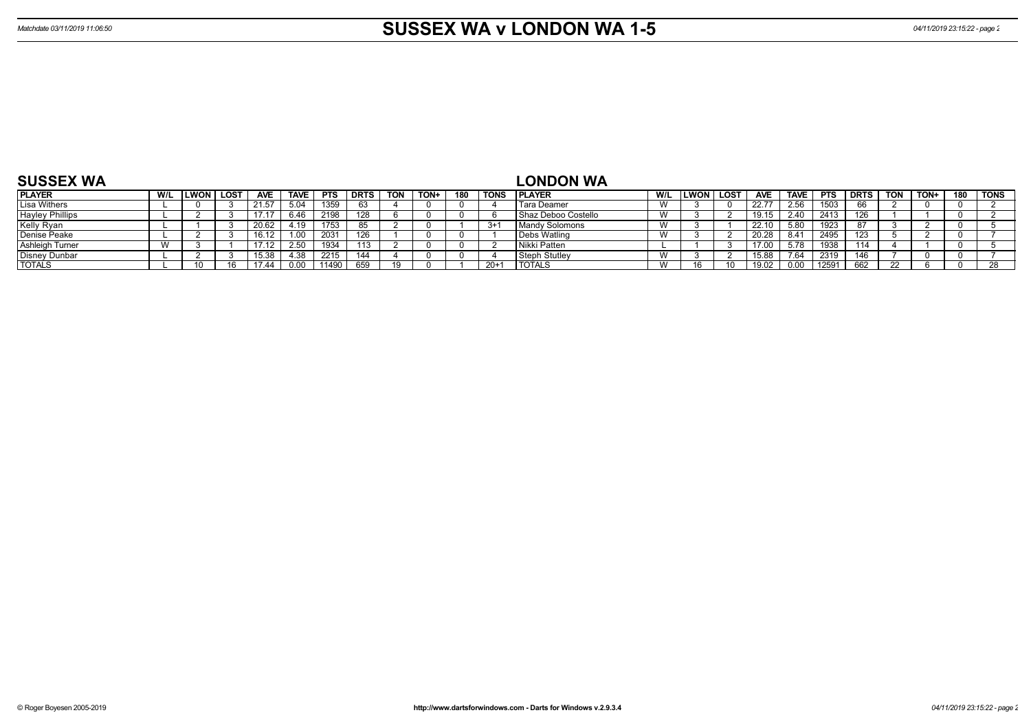# SUSSEX WA v LONDON WA 1-5

Matchdate 03/11/2019 11:06:50

## SUSSEX WA

| PLAYER | W/L | LWON | LOST | AVE | TAVE | PTS | DRTS | TON | TON+ | 180 | TONS |
|---|---|---|---|---|---|---|---|---|---|---|---|
| Lisa Withers | L | 0 | 3 | 21.57 | 5.04 | 1359 | 63 | 4 | 0 | 0 | 4 |
| Hayley Phillips | L | 2 | 3 | 17.17 | 6.46 | 2198 | 128 | 6 | 0 | 0 | 6 |
| Kelly Ryan | L | 1 | 3 | 20.62 | 4.19 | 1753 | 85 | 2 | 0 | 1 | 3+1 |
| Denise Peake | L | 2 | 3 | 16.12 | 1.00 | 2031 | 126 | 1 | 0 | 0 | 1 |
| Ashleigh Turner | W | 3 | 1 | 17.12 | 2.50 | 1934 | 113 | 2 | 0 | 0 | 2 |
| Disney Dunbar | L | 2 | 3 | 15.38 | 4.38 | 2215 | 144 | 4 | 0 | 0 | 4 |
| TOTALS | L | 10 | 16 | 17.44 | 0.00 | 11490 | 659 | 19 | 0 | 1 | 20+1 |

## LONDON WA

| PLAYER | W/L | LWON | LOST | AVE | TAVE | PTS | DRTS | TON | TON+ | 180 | TONS |
|---|---|---|---|---|---|---|---|---|---|---|---|
| Tara Deamer | W | 3 | 0 | 22.77 | 2.56 | 1503 | 66 | 2 | 0 | 0 | 2 |
| Shaz Deboo Costello | W | 3 | 2 | 19.15 | 2.40 | 2413 | 126 | 1 | 1 | 0 | 2 |
| Mandy Solomons | W | 3 | 1 | 22.10 | 5.80 | 1923 | 87 | 3 | 2 | 0 | 5 |
| Debs Watling | W | 3 | 2 | 20.28 | 8.41 | 2495 | 123 | 5 | 2 | 0 | 7 |
| Nikki Patten | L | 1 | 3 | 17.00 | 5.78 | 1938 | 114 | 4 | 1 | 0 | 5 |
| Steph Stutley | W | 3 | 2 | 15.88 | 7.64 | 2319 | 146 | 7 | 0 | 0 | 7 |
| TOTALS | W | 16 | 10 | 19.02 | 0.00 | 12591 | 662 | 22 | 6 | 0 | 28 |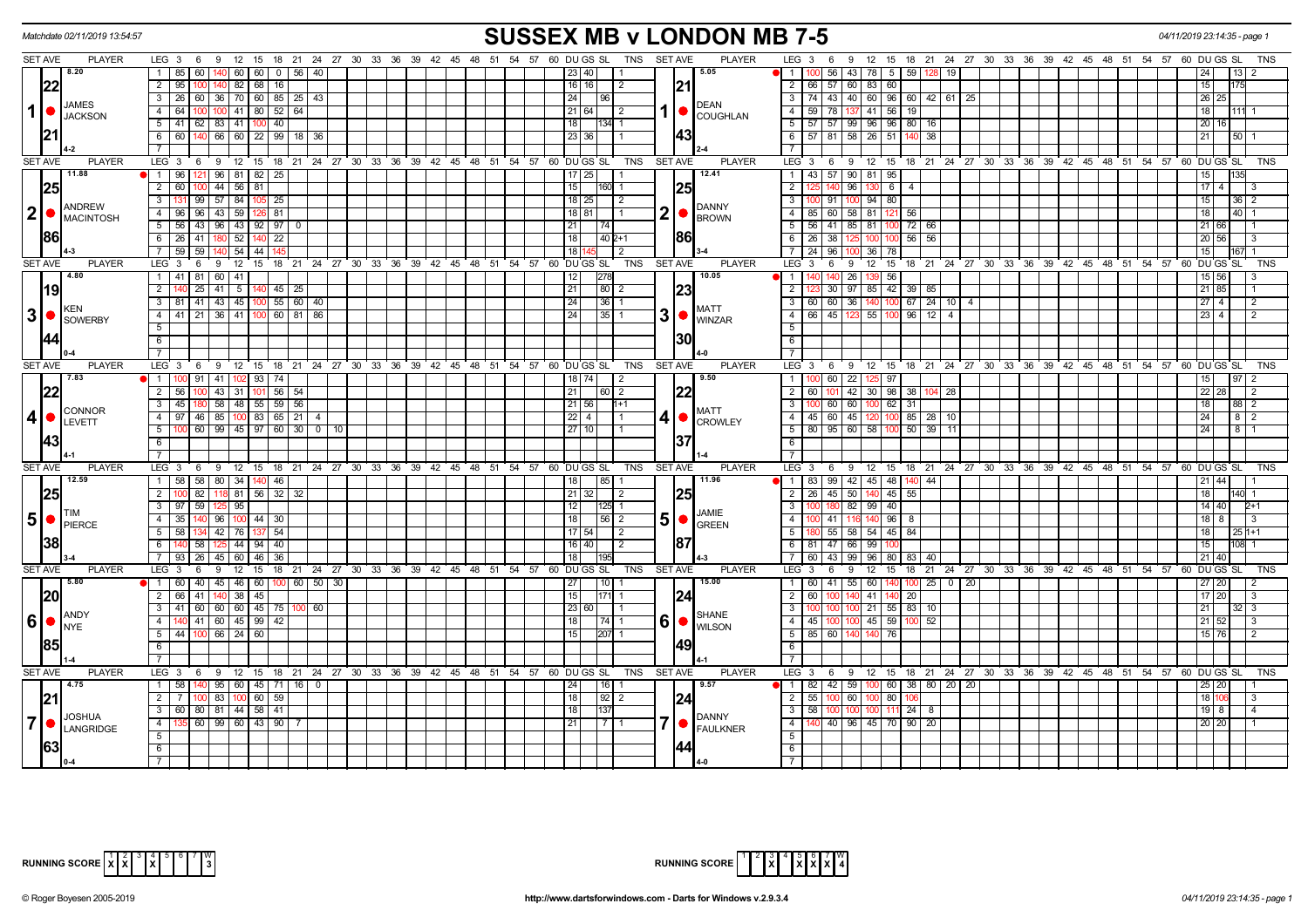Matchdate 02/11/2019 13:54:57

# SUSSEX MB v LONDON MB 7-5

04/11/2019 23:14:35 - page 1

## Set 1

**SUSSEX MB — JAMES JACKSON** (Set Ave 8.20, 22/21, 4-2)

| LEG | Scores | DU | GS | SL | TNS |
|---|---|---|---|---|---|
| 1 | 85 60 140 60 60 0 56 40 | 23 | 40 | | 1 |
| 2 | 95 100 140 82 68 16 | 16 | 16 | | 2 |
| 3 | 26 60 36 70 60 85 25 43 | 24 | | 96 | |
| 4 | 64 100 100 41 80 52 64 | 21 | 64 | | 2 |
| 5 | 41 62 83 41 100 40 | 18 | | 134 | 1 |
| 6 | 60 140 66 60 22 99 18 36 | 23 | 36 | | 1 |

**LONDON MB — DEAN COUGHLAN** (Set Ave 5.05, 21/43, 2-4)

| LEG | Scores | DU | GS | SL | TNS |
|---|---|---|---|---|---|
| 1 | 100 56 43 78 5 59 128 19 | 24 | | 13 | 2 |
| 2 | 66 57 60 83 60 | 15 | | 175 | |
| 3 | 74 43 40 60 96 60 42 61 25 | 26 | 25 | | |
| 4 | 59 78 137 41 56 19 | 18 | | 111 | 1 |
| 5 | 57 57 99 96 96 80 16 | 20 | 16 | | |
| 6 | 57 81 58 26 51 140 38 | 21 | | 50 | 1 |

## Set 2

**SUSSEX MB — ANDREW MACINTOSH** (Set Ave 11.88, 25/86, 4-3)

| LEG | Scores | DU | GS | SL | TNS |
|---|---|---|---|---|---|
| 1 | 96 121 96 81 82 25 | 17 | 25 | | 1 |
| 2 | 60 100 44 56 81 | 15 | | 160 | 1 |
| 3 | 131 99 57 84 105 25 | 18 | 25 | | 2 |
| 4 | 96 96 43 59 126 81 | 18 | 81 | | 1 |
| 5 | 56 43 96 43 92 97 0 | 21 | | 74 | |
| 6 | 26 41 180 52 140 22 | 18 | | 40 | 2+1 |
| 7 | 59 59 140 54 44 145 | 18 | 145 | | 2 |

**LONDON MB — DANNY BROWN** (Set Ave 12.41, 25/86, 3-4)

| LEG | Scores | DU | GS | SL | TNS |
|---|---|---|---|---|---|
| 1 | 43 57 90 81 95 | 15 | | 135 | |
| 2 | 125 140 96 130 6 4 | 17 | 4 | | 3 |
| 3 | 100 91 100 94 80 | 15 | | 36 | 2 |
| 4 | 85 60 58 81 121 56 | 18 | | 40 | 1 |
| 5 | 56 41 85 81 100 72 66 | 21 | 66 | | 1 |
| 6 | 26 38 125 100 100 56 56 | 20 | 56 | | 3 |
| 7 | 24 96 100 36 78 | 15 | | 167 | 1 |

## Set 3

**SUSSEX MB — KEN SOWERBY** (Set Ave 4.80, 19/44, 0-4)

| LEG | Scores | DU | GS | SL | TNS |
|---|---|---|---|---|---|
| 1 | 41 81 60 41 | 12 | | 278 | |
| 2 | 140 25 41 5 140 45 25 | 21 | | 80 | 2 |
| 3 | 81 41 43 45 100 55 60 40 | 24 | | 36 | 1 |
| 4 | 41 21 36 41 100 60 81 86 | 24 | | 35 | 1 |

**LONDON MB — MATT WINZAR** (Set Ave 10.05, 23/30, 4-0)

| LEG | Scores | DU | GS | SL | TNS |
|---|---|---|---|---|---|
| 1 | 140 140 26 139 56 | 15 | 56 | | 3 |
| 2 | 123 30 97 85 42 39 85 | 21 | 85 | | 1 |
| 3 | 60 60 36 140 100 67 24 10 4 | 27 | 4 | | 2 |
| 4 | 66 45 123 55 100 96 12 4 | 23 | 4 | | 2 |

## Set 4

**SUSSEX MB — CONNOR LEVETT** (Set Ave 7.83, 22/43, 4-1)

| LEG | Scores | DU | GS | SL | TNS |
|---|---|---|---|---|---|
| 1 | 100 91 41 102 93 74 | 18 | 74 | | 2 |
| 2 | 56 100 43 31 101 56 54 | 21 | | 60 | 2 |
| 3 | 45 180 58 48 55 59 56 | 21 | 56 | | 1+1 |
| 4 | 97 46 85 100 83 65 21 4 | 22 | 4 | | 1 |
| 5 | 100 60 99 45 97 60 30 0 10 | 27 | 10 | | 1 |

**LONDON MB — MATT CROWLEY** (Set Ave 9.50, 22/37, 1-4)

| LEG | Scores | DU | GS | SL | TNS |
|---|---|---|---|---|---|
| 1 | 100 60 22 125 97 | 15 | | 97 | 2 |
| 2 | 60 101 42 30 98 38 104 28 | 22 | 28 | | 2 |
| 3 | 100 60 60 100 62 31 | 18 | | 88 | 2 |
| 4 | 45 60 45 120 100 85 28 10 | 24 | | 8 | 2 |
| 5 | 80 95 60 58 100 50 39 11 | 24 | | 8 | 1 |

## Set 5

**SUSSEX MB — TIM PIERCE** (Set Ave 12.59, 25/38, 3-4)

| LEG | Scores | DU | GS | SL | TNS |
|---|---|---|---|---|---|
| 1 | 58 58 80 34 140 46 | 18 | | 85 | 1 |
| 2 | 100 82 118 81 56 32 32 | 21 | 32 | | 2 |
| 3 | 97 59 125 95 | 12 | | 125 | 1 |
| 4 | 35 140 96 100 44 30 | 18 | | 56 | 2 |
| 5 | 58 134 42 76 137 54 | 17 | 54 | | 2 |
| 6 | 140 58 125 44 94 40 | 16 | 40 | | 2 |
| 7 | 93 26 45 60 46 36 | 18 | | 195 | |

**LONDON MB — JAMIE GREEN** (Set Ave 11.96, 25/87, 4-3)

| LEG | Scores | DU | GS | SL | TNS |
|---|---|---|---|---|---|
| 1 | 83 99 42 45 48 140 44 | 21 | 44 | | 1 |
| 2 | 26 45 50 140 45 55 | 18 | | 140 | 1 |
| 3 | 100 180 82 99 40 | 14 | 40 | | 2+1 |
| 4 | 100 41 116 140 96 8 | 18 | 8 | | 3 |
| 5 | 180 55 58 54 45 84 | 18 | | 25 | 1+1 |
| 6 | 81 47 66 99 100 | 15 | | 108 | 1 |
| 7 | 60 43 99 96 80 83 40 | 21 | 40 | | |

## Set 6

**SUSSEX MB — ANDY NYE** (Set Ave 5.80, 20/85, 1-4)

| LEG | Scores | DU | GS | SL | TNS |
|---|---|---|---|---|---|
| 1 | 60 40 45 46 60 100 60 50 30 | 27 | | 10 | 1 |
| 2 | 66 41 140 38 45 | 15 | | 171 | 1 |
| 3 | 41 60 60 60 45 75 100 60 | 23 | 60 | | 1 |
| 4 | 140 41 60 45 99 42 | 18 | | 74 | 1 |
| 5 | 44 100 66 24 60 | 15 | | 207 | 1 |

**LONDON MB — SHANE WILSON** (Set Ave 15.00, 24/49, 4-1)

| LEG | Scores | DU | GS | SL | TNS |
|---|---|---|---|---|---|
| 1 | 60 41 55 60 140 100 25 0 20 | 27 | 20 | | 2 |
| 2 | 60 100 140 41 140 20 | 17 | 20 | | 3 |
| 3 | 100 100 100 21 55 83 10 | 21 | | 32 | 3 |
| 4 | 45 100 100 45 59 100 52 | 21 | 52 | | 3 |
| 5 | 85 60 140 140 76 | 15 | 76 | | 2 |

## Set 7

**SUSSEX MB — JOSHUA LANGRIDGE** (Set Ave 4.75, 21/63, 0-4)

| LEG | Scores | DU | GS | SL | TNS |
|---|---|---|---|---|---|
| 1 | 58 140 95 60 45 71 16 0 | 24 | | 16 | 1 |
| 2 | 7 100 83 100 60 59 | 18 | | 92 | 2 |
| 3 | 60 80 81 44 58 41 | 18 | | 137 | |
| 4 | 135 60 99 60 43 90 7 | 21 | | 7 | 1 |

**LONDON MB — DANNY FAULKNER** (Set Ave 9.57, 24/44, 4-0)

| LEG | Scores | DU | GS | SL | TNS |
|---|---|---|---|---|---|
| 1 | 82 42 59 100 60 38 80 20 20 | 25 | 20 | | 1 |
| 2 | 55 100 60 100 80 106 | 18 | 106 | | 3 |
| 3 | 58 100 100 100 111 24 8 | 19 | 8 | | 4 |
| 4 | 140 40 96 45 70 90 20 | 20 | 20 | | 1 |

**RUNNING SCORE (SUSSEX MB):**

| 1 | 2 | 3 | 4 | 5 | 6 | 7 | W |
|---|---|---|---|---|---|---|---|
| X | X | | X | | | | 3 |

**RUNNING SCORE (LONDON MB):**

| 1 | 2 | 3 | 4 | 5 | 6 | 7 | W |
|---|---|---|---|---|---|---|---|
| | | X | | X | X | X | 4 |

© Roger Boyesen 2005-2019 — http://www.dartsforwindows.com - Darts for Windows v.2.9.3.4 — 04/11/2019 23:14:35 - page 1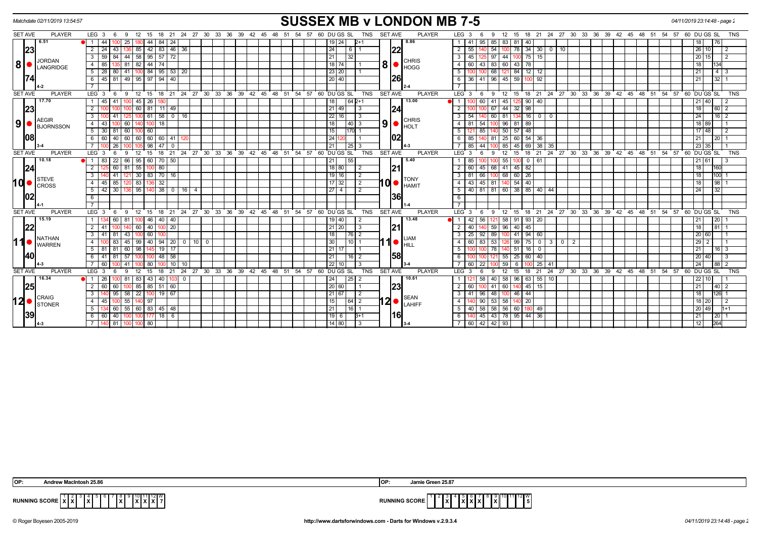Matchdate 02/11/2019 13:54:57

# SUSSEX MB v LONDON MB 7-5

04/11/2019 23:14:48

| SET AVE | PLAYER | LEG | 3 | 6 | 9 | 12 | 15 | 18 | 21 | 24 | DU | GS | SL | TNS | SET AVE | PLAYER | LEG | 3 | 6 | 9 | 12 | 15 | 18 | 21 | 24 | 27 | 30 | DU | GS | SL | TNS |
|---|---|---|---|---|---|---|---|---|---|---|---|---|---|---|---|---|---|---|---|---|---|---|---|---|---|---|---|---|---|---|---|
| 6.51 | 8 JORDAN LANGRIDGE | 1 | 44 | 100 | 25 | 180 | 44 | 84 | 24 | | 19 | 24 | | 2+1 | 8.86 | 8 CHRIS HOGG | 1 | 41 | 95 | 85 | 83 | 81 | 40 | | | | | 18 | | 76 | |
| 23.74 | | 2 | 24 | 43 | 136 | 85 | 42 | 83 | 46 | 36 | 24 | | 6 | 1 | 22.26 | | 2 | 55 | 140 | 54 | 100 | 78 | 34 | 30 | 0 | 10 | | 26 | 10 | | 2 |
| | | 3 | 59 | 84 | 44 | 58 | 95 | 57 | 72 | | 21 | | 32 | | | | 3 | 45 | 125 | 97 | 44 | 100 | 75 | 15 | | | | 20 | 15 | | 2 |
| | | 4 | 85 | 135 | 81 | 82 | 44 | 74 | | | 18 | 74 | | 1 | | | 4 | 60 | 43 | 83 | 60 | 43 | 78 | | | | | 18 | | 134 | |
| | | 5 | 28 | 80 | 41 | 100 | 84 | 95 | 53 | 20 | 23 | 20 | | 1 | | | 5 | 100 | 100 | 68 | 121 | 84 | 12 | 12 | | | | 21 | | 4 | 3 |
| | 4-2 | 6 | 45 | 81 | 49 | 95 | 97 | 94 | 40 | | 20 | 40 | | | | 2-4 | 6 | 36 | 41 | 96 | 45 | 59 | 100 | 92 | | | | 21 | | 32 | 1 |
| 17.70 | 9 AEGIR BJORNSSON | 1 | 45 | 41 | 100 | 45 | 26 | 180 | | | 18 | | 64 | 2+1 | 13.00 | 9 CHRIS HOLT | 1 | 100 | 60 | 41 | 45 | 125 | 90 | 40 | | | | 21 | 40 | | 2 |
| 23.08 | | 2 | 100 | 100 | 100 | 60 | 81 | 11 | 49 | | 21 | 49 | | 3 | 24.02 | | 2 | 100 | 100 | 67 | 44 | 32 | 98 | | | | | 18 | | 60 | 2 |
| | | 3 | 100 | 41 | 125 | 100 | 61 | 58 | 0 | 16 | 22 | 16 | | 3 | | | 3 | 54 | 140 | 60 | 81 | 134 | 16 | 0 | 0 | | | 24 | | 16 | 2 |
| | | 4 | 43 | 100 | 60 | 140 | 100 | 18 | | | 18 | | 40 | 3 | | | 4 | 81 | 54 | 100 | 96 | 81 | 89 | | | | | 18 | 89 | | 1 |
| | | 5 | 30 | 81 | 60 | 100 | 60 | | | | 15 | | 170 | 1 | | | 5 | 121 | 85 | 140 | 50 | 57 | 48 | | | | | 17 | 48 | | 2 |
| | | 6 | 60 | 40 | 60 | 60 | 60 | 60 | 41 | 120 | 24 | 120 | | 1 | | | 6 | 85 | 140 | 81 | 25 | 60 | 54 | 36 | | | | 21 | | 20 | 1 |
| | 3-4 | 7 | 100 | 26 | 100 | 105 | 98 | 47 | 0 | | 21 | | 25 | 3 | | 4-3 | 7 | 85 | 44 | 100 | 85 | 45 | 69 | 38 | 35 | | | 23 | 35 | | 1 |
| 10.18 | 10 STEVE CROSS | 1 | 83 | 22 | 66 | 95 | 60 | 70 | 50 | | 21 | | 55 | | 5.40 | 10 TONY HAMIT | 1 | 85 | 100 | 100 | 55 | 100 | 0 | 61 | | | | 21 | 61 | | 3 |
| 24.02 | | 2 | 125 | 60 | 81 | 55 | 100 | 80 | | | 18 | 80 | | 2 | 21.36 | | 2 | 60 | 45 | 68 | 41 | 45 | 82 | | | | | 18 | | 160 | |
| | | 3 | 140 | 41 | 121 | 30 | 83 | 70 | 16 | | 19 | 16 | | 2 | | | 3 | 81 | 66 | 100 | 68 | 60 | 26 | | | | | 18 | | 100 | 1 |
| | | 4 | 45 | 85 | 120 | 83 | 136 | 32 | | | 17 | 32 | | 2 | | | 4 | 43 | 45 | 81 | 140 | 54 | 40 | | | | | 18 | | 98 | 1 |
| | 4-1 | 5 | 42 | 30 | 136 | 95 | 140 | 38 | 0 | 16 | 27 | 4 | | 2 | | 1-4 | 5 | 40 | 81 | 81 | 60 | 38 | 85 | 40 | 44 | | | 24 | | 32 | |
| 15.19 | 11 NATHAN WARREN | 1 | 134 | 60 | 81 | 100 | 46 | 40 | 40 | | 19 | 40 | | 2 | 13.48 | 11 LIAM HILL | 1 | 42 | 56 | 121 | 58 | 91 | 93 | 20 | | | | 21 | | 20 | 1 |
| 22.40 | | 2 | 41 | 100 | 140 | 60 | 40 | 100 | 20 | | 21 | 20 | | 3 | 21.58 | | 2 | 40 | 140 | 59 | 96 | 40 | 45 | | | | | 18 | | 81 | 1 |
| | | 3 | 41 | 81 | 43 | 100 | 60 | 100 | | | 18 | | 76 | 2 | | | 3 | 25 | 92 | 89 | 100 | 41 | 94 | 60 | | | | 20 | 60 | | 1 |
| | | 4 | 100 | 83 | 45 | 99 | 40 | 94 | 20 | 0 / 10 / 0 | 30 | | 10 | 1 | | | 4 | 60 | 83 | 53 | 126 | 99 | 75 | 0 | 3 | 0 | 2 | 29 | 2 | | 1 |
| | | 5 | 81 | 81 | 60 | 98 | 145 | 19 | 17 | | 21 | 17 | | 1 | | | 5 | 100 | 100 | 78 | 140 | 51 | 16 | 0 | | | | 21 | | 16 | 3 |
| | | 6 | 41 | 81 | 57 | 100 | 100 | 48 | 58 | | 21 | | 16 | 2 | | | 6 | 100 | 100 | 121 | 55 | 25 | 60 | 40 | | | | 20 | 40 | | 3 |
| | 4-3 | 7 | 60 | 100 | 41 | 100 | 80 | 100 | 10 | 10 | 22 | 10 | | 3 | | 3-4 | 7 | 60 | 22 | 100 | 59 | 6 | 100 | 25 | 41 | | | 24 | | 88 | 2 |
| 16.34 | 12 CRAIG STONER | 1 | 26 | 100 | 81 | 83 | 43 | 40 | 103 | 0 | 24 | | 25 | 2 | 10.61 | 12 SEAN LAHIFF | 1 | 121 | 58 | 40 | 58 | 96 | 63 | 55 | 10 | | | 22 | 10 | | 1 |
| 25.39 | | 2 | 60 | 60 | 100 | 85 | 85 | 51 | 60 | | 20 | 60 | | 1 | 23.16 | | 2 | 60 | 100 | 41 | 60 | 140 | 45 | 15 | | | | 21 | | 40 | 2 |
| | | 3 | 140 | 95 | 58 | 22 | 100 | 19 | 67 | | 21 | 67 | | 2 | | | 3 | 41 | 96 | 48 | 100 | 46 | 44 | | | | | 18 | | 126 | 1 |
| | | 4 | 45 | 100 | 55 | 140 | 97 | | | | 15 | | 64 | 2 | | | 4 | 140 | 90 | 53 | 58 | 140 | 20 | | | | | 18 | 20 | | 2 |
| | | 5 | 134 | 60 | 55 | 60 | 83 | 45 | 48 | | 21 | | 16 | 1 | | | 5 | 40 | 58 | 58 | 56 | 60 | 180 | 49 | | | | 20 | 49 | | 1+1 |
| | | 6 | 60 | 40 | 100 | 100 | 177 | 18 | 6 | | 19 | 6 | | 3+1 | | | 6 | 140 | 45 | 43 | 78 | 95 | 44 | 36 | | | | 21 | | 20 | 1 |
| | 4-3 | 7 | 140 | 81 | 100 | 100 | 80 | | | | 14 | 80 | | 3 | | 3-4 | 7 | 60 | 42 | 42 | 93 | | | | | | | 12 | | 264 | |

OP: Andrew MacIntosh 25.86

OP: Jamie Green 25.87

RUNNING SCORE (Sussex): 1 X, 2 X, 4 X, 8 X, 10 X, 11 X, 12 X — W 7

RUNNING SCORE (London): 3 X, 5 X, 6 X, 7 X, 9 X — W 5

© Roger Boyesen 2005-2019 http://www.dartsforwindows.com - Darts for Windows v.2.9.3.4 04/11/2019 23:14:48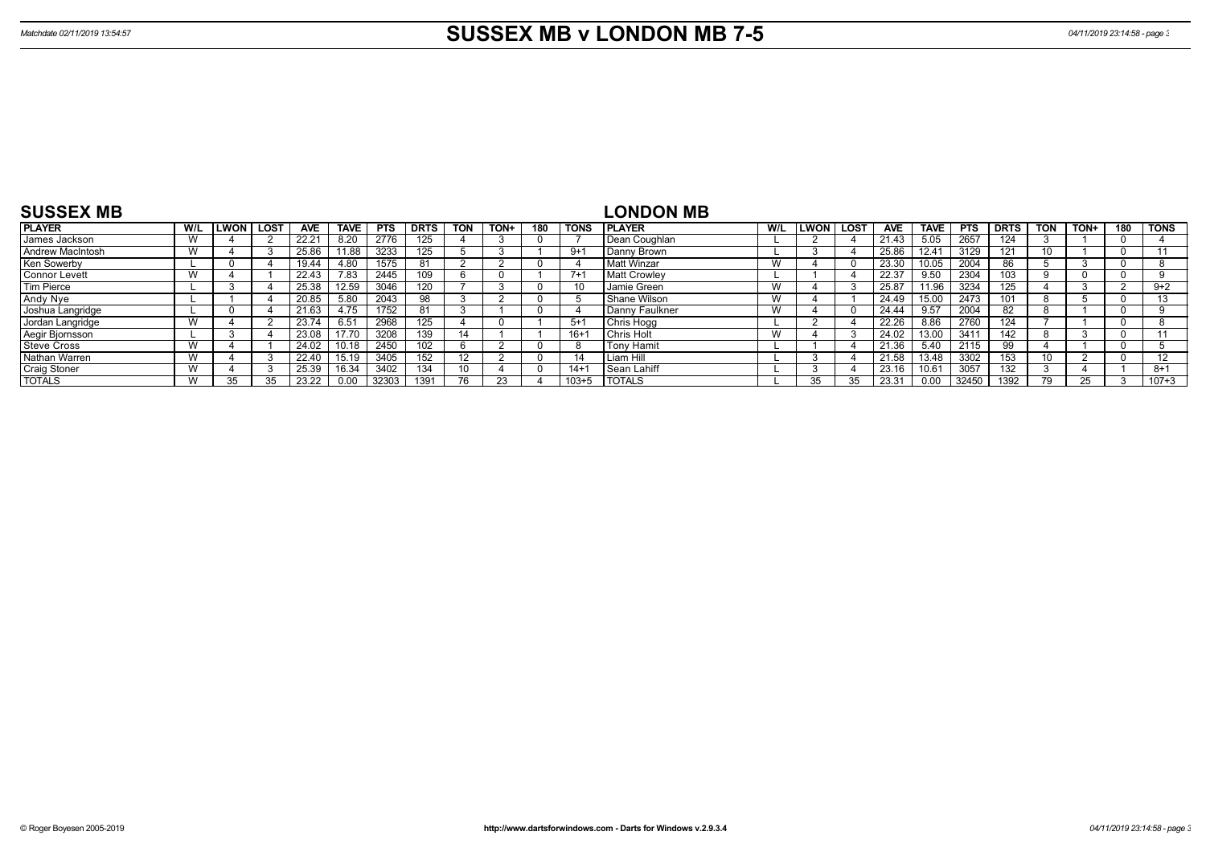# SUSSEX MB v LONDON MB 7-5

## SUSSEX MB

| PLAYER | W/L | LWON | LOST | AVE | TAVE | PTS | DRTS | TON | TON+ | 180 | TONS |
|---|---|---|---|---|---|---|---|---|---|---|---|
| James Jackson | W | 4 | 2 | 22.21 | 8.20 | 2776 | 125 | 4 | 3 | 0 | 7 |
| Andrew MacIntosh | W | 4 | 3 | 25.86 | 11.88 | 3233 | 125 | 5 | 3 | 1 | 9+1 |
| Ken Sowerby | L | 0 | 4 | 19.44 | 4.80 | 1575 | 81 | 2 | 2 | 0 | 4 |
| Connor Levett | W | 4 | 1 | 22.43 | 7.83 | 2445 | 109 | 6 | 0 | 1 | 7+1 |
| Tim Pierce | L | 3 | 4 | 25.38 | 12.59 | 3046 | 120 | 7 | 3 | 0 | 10 |
| Andy Nye | L | 1 | 4 | 20.85 | 5.80 | 2043 | 98 | 3 | 2 | 0 | 5 |
| Joshua Langridge | L | 0 | 4 | 21.63 | 4.75 | 1752 | 81 | 3 | 1 | 0 | 4 |
| Jordan Langridge | W | 4 | 2 | 23.74 | 6.51 | 2968 | 125 | 4 | 0 | 1 | 5+1 |
| Aegir Bjornsson | L | 3 | 4 | 23.08 | 17.70 | 3208 | 139 | 14 | 1 | 1 | 16+1 |
| Steve Cross | W | 4 | 1 | 24.02 | 10.18 | 2450 | 102 | 6 | 2 | 0 | 8 |
| Nathan Warren | W | 4 | 3 | 22.40 | 15.19 | 3405 | 152 | 12 | 2 | 0 | 14 |
| Craig Stoner | W | 4 | 3 | 25.39 | 16.34 | 3402 | 134 | 10 | 4 | 0 | 14+1 |
| TOTALS | W | 35 | 35 | 23.22 | 0.00 | 32303 | 1391 | 76 | 23 | 4 | 103+5 |

## LONDON MB

| PLAYER | W/L | LWON | LOST | AVE | TAVE | PTS | DRTS | TON | TON+ | 180 | TONS |
|---|---|---|---|---|---|---|---|---|---|---|---|
| Dean Coughlan | L | 2 | 4 | 21.43 | 5.05 | 2657 | 124 | 3 | 1 | 0 | 4 |
| Danny Brown | L | 3 | 4 | 25.86 | 12.41 | 3129 | 121 | 10 | 1 | 0 | 11 |
| Matt Winzar | W | 4 | 0 | 23.30 | 10.05 | 2004 | 86 | 5 | 3 | 0 | 8 |
| Matt Crowley | L | 1 | 4 | 22.37 | 9.50 | 2304 | 103 | 9 | 0 | 0 | 9 |
| Jamie Green | W | 4 | 3 | 25.87 | 11.96 | 3234 | 125 | 4 | 3 | 2 | 9+2 |
| Shane Wilson | W | 4 | 1 | 24.49 | 15.00 | 2473 | 101 | 8 | 5 | 0 | 13 |
| Danny Faulkner | W | 4 | 0 | 24.44 | 9.57 | 2004 | 82 | 8 | 1 | 0 | 9 |
| Chris Hogg | L | 2 | 4 | 22.26 | 8.86 | 2760 | 124 | 7 | 1 | 0 | 8 |
| Chris Holt | W | 4 | 3 | 24.02 | 13.00 | 3411 | 142 | 8 | 3 | 0 | 11 |
| Tony Hamit | L | 1 | 4 | 21.36 | 5.40 | 2115 | 99 | 4 | 1 | 0 | 5 |
| Liam Hill | L | 3 | 4 | 21.58 | 13.48 | 3302 | 153 | 10 | 2 | 0 | 12 |
| Sean Lahiff | L | 3 | 4 | 23.16 | 10.61 | 3057 | 132 | 3 | 4 | 1 | 8+1 |
| TOTALS | L | 35 | 35 | 23.31 | 0.00 | 32450 | 1392 | 79 | 25 | 3 | 107+3 |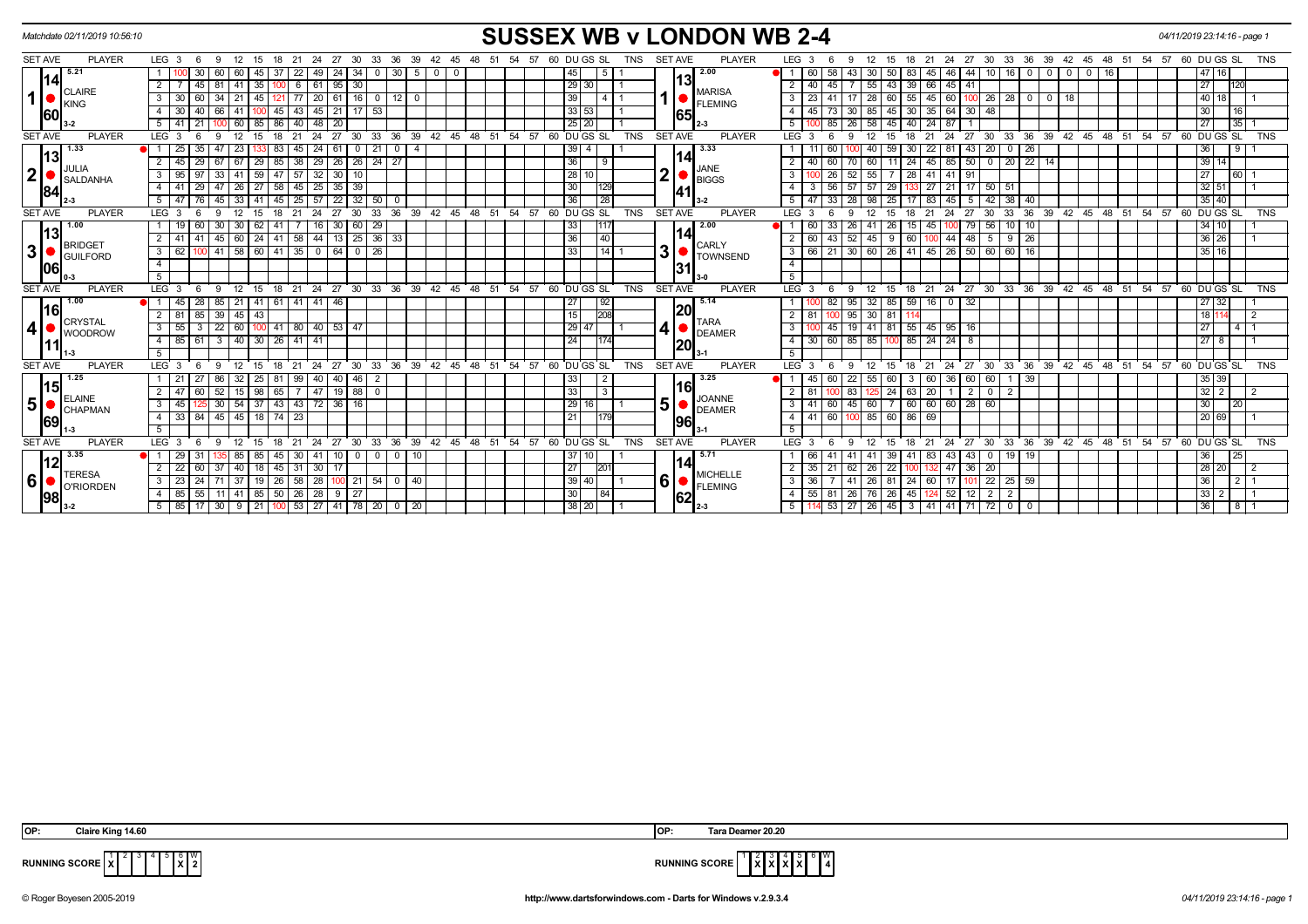# SUSSEX WB v LONDON WB 2-4

Matchdate 02/11/2019 10:56:10

04/11/2019 23:14:16 - page 1

| SET AVE | PLAYER | LEG | 3 | 6 | 9 | 12 | 15 | 18 | 21 | 24 | 27 | 30 | 33 | 36 | 39 | 42 | DU | GS | SL | TNS |
|---|---|---|---|---|---|---|---|---|---|---|---|---|---|---|---|---|---|---|---|---|
| 14.60 (5.21) | CLAIRE KING 3-2 | 1 | 100 | 30 | 60 | 60 | 45 | 37 | 22 | 49 | 24 | 34 | 0 | 30 | 5 | 0 | 45 | | 5 | 1 |
| | | 2 | 7 | 45 | 81 | 41 | 35 | 100 | 6 | 61 | 95 | 30 | | | | | 29 | 30 | | 1 |
| | | 3 | 30 | 60 | 34 | 21 | 45 | 121 | 77 | 20 | 61 | 16 | 0 | 12 | 0 | | 39 | | 4 | 1 |
| | | 4 | 30 | 40 | 66 | 41 | 100 | 45 | 43 | 45 | 21 | 17 | 53 | | | | 33 | 53 | | 1 |
| | | 5 | 41 | 21 | 100 | 60 | 85 | 86 | 40 | 48 | 20 | | | | | | 25 | 20 | | 1 |

| SET AVE | PLAYER | LEG | 3 | 6 | 9 | 12 | 15 | 18 | 21 | 24 | 27 | 30 | 33 | 36 | 39 | 42 | 45 | 48 | DU | GS | SL | TNS |
|---|---|---|---|---|---|---|---|---|---|---|---|---|---|---|---|---|---|---|---|---|---|---|
| 13.65 (2.00) | MARISA FLEMING 2-3 | 1 | 60 | 58 | 43 | 30 | 50 | 83 | 45 | 46 | 44 | 10 | 16 | 0 | 0 | 0 | 0 | 16 | 47 | 16 | | |
| | | 2 | 40 | 45 | 7 | 55 | 43 | 39 | 66 | 45 | 41 | | | | | | | | 27 | | 120 | |
| | | 3 | 23 | 41 | 17 | 28 | 60 | 55 | 45 | 60 | 100 | 26 | 28 | 0 | 0 | 18 | | | 40 | 18 | | 1 |
| | | 4 | 45 | 73 | 30 | 85 | 45 | 30 | 35 | 64 | 30 | 48 | | | | | | | 30 | | 16 | |
| | | 5 | 100 | 85 | 26 | 58 | 45 | 40 | 24 | 87 | 1 | | | | | | | | 27 | | 35 | 1 |

| SET AVE | PLAYER | LEG | 3 | 6 | 9 | 12 | 15 | 18 | 21 | 24 | 27 | 30 | 33 | 36 | DU | GS | SL | TNS |
|---|---|---|---|---|---|---|---|---|---|---|---|---|---|---|---|---|---|---|
| 13.84 (1.33) | JULIA SALDANHA 2-3 | 1 | 25 | 35 | 47 | 23 | 133 | 83 | 45 | 24 | 61 | 0 | 21 | 0 | 4 | 39 | 4 | | 1 |
| | | 2 | 45 | 29 | 67 | 67 | 29 | 85 | 38 | 29 | 26 | 26 | 24 | 27 | | 36 | | 9 | |
| | | 3 | 95 | 97 | 33 | 41 | 59 | 47 | 57 | 32 | 30 | 10 | | | | 28 | 10 | | |
| | | 4 | 41 | 29 | 47 | 26 | 27 | 58 | 45 | 25 | 35 | 39 | | | | 30 | | 129 | |
| | | 5 | 47 | 76 | 45 | 33 | 41 | 45 | 25 | 57 | 22 | 32 | 50 | 0 | | 36 | | 28 | |

| SET AVE | PLAYER | LEG | 3 | 6 | 9 | 12 | 15 | 18 | 21 | 24 | 27 | 30 | 33 | 36 | 39 | DU | GS | SL | TNS |
|---|---|---|---|---|---|---|---|---|---|---|---|---|---|---|---|---|---|---|---|
| 14.41 (3.33) | JANE BIGGS 3-2 | 1 | 11 | 60 | 100 | 40 | 59 | 30 | 22 | 81 | 43 | 20 | 0 | 26 | | 36 | | 9 | 1 |
| | | 2 | 40 | 60 | 70 | 60 | 11 | 24 | 45 | 85 | 50 | 0 | 20 | 22 | 14 | 39 | 14 | | |
| | | 3 | 100 | 26 | 52 | 55 | 7 | 28 | 41 | 41 | 91 | | | | | 27 | | 60 | 1 |
| | | 4 | 3 | 56 | 57 | 57 | 29 | 133 | 27 | 21 | 17 | 50 | 51 | | | 32 | 51 | | 1 |
| | | 5 | 47 | 33 | 28 | 98 | 25 | 17 | 83 | 45 | 5 | 42 | 38 | 40 | | 35 | 40 | | |

| SET AVE | PLAYER | LEG | 3 | 6 | 9 | 12 | 15 | 18 | 21 | 24 | 27 | 30 | 33 | 36 | DU | GS | SL | TNS |
|---|---|---|---|---|---|---|---|---|---|---|---|---|---|---|---|---|---|---|
| 13.06 (1.00) | BRIDGET GUILFORD 0-3 | 1 | 19 | 60 | 30 | 30 | 62 | 41 | 7 | 16 | 30 | 60 | 29 | | | 33 | | 117 | |
| | | 2 | 41 | 41 | 45 | 60 | 24 | 41 | 58 | 44 | 13 | 25 | 36 | 33 | | 36 | | 40 | |
| | | 3 | 62 | 100 | 41 | 58 | 60 | 41 | 35 | 0 | 64 | 0 | 26 | | | 33 | | 14 | 1 |
| | | 4 | | | | | | | | | | | | | | | | | |
| | | 5 | | | | | | | | | | | | | | | | | |

| SET AVE | PLAYER | LEG | 3 | 6 | 9 | 12 | 15 | 18 | 21 | 24 | 27 | 30 | 33 | 36 | DU | GS | SL | TNS |
|---|---|---|---|---|---|---|---|---|---|---|---|---|---|---|---|---|---|---|
| 14.31 (2.00) | CARLY TOWNSEND 3-0 | 1 | 60 | 33 | 26 | 41 | 26 | 15 | 45 | 100 | 79 | 56 | 10 | 10 | 34 | 10 | | 1 |
| | | 2 | 60 | 43 | 52 | 45 | 9 | 60 | 100 | 44 | 48 | 5 | 9 | 26 | 36 | 26 | | 1 |
| | | 3 | 66 | 21 | 30 | 60 | 26 | 41 | 45 | 26 | 50 | 60 | 60 | 16 | 35 | 16 | | |
| | | 4 | | | | | | | | | | | | | | | | |
| | | 5 | | | | | | | | | | | | | | | | |

| SET AVE | PLAYER | LEG | 3 | 6 | 9 | 12 | 15 | 18 | 21 | 24 | 27 | DU | GS | SL | TNS |
|---|---|---|---|---|---|---|---|---|---|---|---|---|---|---|---|
| 16.11 (1.00) | CRYSTAL WOODROW 1-3 | 1 | 45 | 28 | 85 | 21 | 41 | 61 | 41 | 41 | 46 | 27 | | 92 | |
| | | 2 | 81 | 85 | 39 | 45 | 43 | | | | | 15 | | 208 | |
| | | 3 | 55 | 3 | 22 | 60 | 100 | 41 | 80 | 40 | 53 | 29 | 47 | | 1 |
| | | 4 | 85 | 61 | 3 | 40 | 30 | 26 | 41 | 41 | | 24 | | 174 | |
| | | 5 | | | | | | | | | | | | | |

| SET AVE | PLAYER | LEG | 3 | 6 | 9 | 12 | 15 | 18 | 21 | 24 | 27 | 30 | DU | GS | SL | TNS |
|---|---|---|---|---|---|---|---|---|---|---|---|---|---|---|---|---|
| 20.20 (5.14) | TARA DEAMER 3-1 | 1 | 100 | 82 | 95 | 32 | 85 | 59 | 16 | 0 | 32 | | 27 | 32 | | 1 |
| | | 2 | 81 | 100 | 95 | 30 | 81 | 114 | | | | | 18 | 114 | | 2 |
| | | 3 | 100 | 45 | 19 | 41 | 81 | 55 | 45 | 95 | 16 | | 27 | | 4 | 1 |
| | | 4 | 30 | 60 | 85 | 85 | 100 | 85 | 24 | 24 | 8 | | 27 | 8 | | 1 |
| | | 5 | | | | | | | | | | | | | | |

| SET AVE | PLAYER | LEG | 3 | 6 | 9 | 12 | 15 | 18 | 21 | 24 | 27 | 30 | 33 | DU | GS | SL | TNS |
|---|---|---|---|---|---|---|---|---|---|---|---|---|---|---|---|---|---|
| 15.69 (1.25) | ELAINE CHAPMAN 1-3 | 1 | 21 | 27 | 86 | 32 | 25 | 81 | 99 | 40 | 40 | 46 | 2 | 33 | | 2 | |
| | | 2 | 47 | 60 | 52 | 15 | 98 | 65 | 7 | 47 | 19 | 88 | 0 | 33 | | 3 | |
| | | 3 | 45 | 125 | 30 | 54 | 37 | 43 | 43 | 72 | 36 | 16 | | 29 | 16 | | 1 |
| | | 4 | 33 | 84 | 45 | 45 | 18 | 74 | 23 | | | | | 21 | | 179 | |
| | | 5 | | | | | | | | | | | | | | | |

| SET AVE | PLAYER | LEG | 3 | 6 | 9 | 12 | 15 | 18 | 21 | 24 | 27 | 30 | 33 | 36 | DU | GS | SL | TNS |
|---|---|---|---|---|---|---|---|---|---|---|---|---|---|---|---|---|---|---|
| 16.96 (3.25) | JOANNE DEAMER 3-1 | 1 | 45 | 60 | 22 | 55 | 60 | 3 | 60 | 36 | 60 | 60 | 1 | 39 | 35 | 39 | | |
| | | 2 | 81 | 100 | 83 | 125 | 24 | 63 | 20 | 1 | 2 | 0 | 2 | | 32 | 2 | | 2 |
| | | 3 | 41 | 60 | 45 | 60 | 7 | 60 | 60 | 60 | 28 | 60 | | | 30 | | 20 | |
| | | 4 | 41 | 60 | 100 | 85 | 60 | 86 | 69 | | | | | | 20 | 69 | | 1 |
| | | 5 | | | | | | | | | | | | | | | | |

| SET AVE | PLAYER | LEG | 3 | 6 | 9 | 12 | 15 | 18 | 21 | 24 | 27 | 30 | 33 | 36 | 39 | DU | GS | SL | TNS |
|---|---|---|---|---|---|---|---|---|---|---|---|---|---|---|---|---|---|---|---|
| 12.98 (3.35) | TERESA O'RIORDEN 3-2 | 1 | 29 | 31 | 135 | 85 | 85 | 45 | 30 | 41 | 10 | 0 | 0 | 0 | 10 | 37 | 10 | | 1 |
| | | 2 | 22 | 60 | 37 | 40 | 18 | 45 | 31 | 30 | 17 | | | | | 27 | | 201 | |
| | | 3 | 23 | 24 | 71 | 37 | 19 | 26 | 58 | 28 | 100 | 21 | 54 | 0 | 40 | 39 | 40 | | 1 |
| | | 4 | 85 | 55 | 11 | 41 | 85 | 50 | 26 | 28 | 9 | 27 | | | | 30 | | 84 | |
| | | 5 | 85 | 17 | 30 | 9 | 21 | 100 | 53 | 27 | 41 | 78 | 20 | 0 | 20 | 38 | 20 | | 1 |

| SET AVE | PLAYER | LEG | 3 | 6 | 9 | 12 | 15 | 18 | 21 | 24 | 27 | 30 | 33 | 36 | DU | GS | SL | TNS |
|---|---|---|---|---|---|---|---|---|---|---|---|---|---|---|---|---|---|---|
| 14.62 (5.71) | MICHELLE FLEMING 2-3 | 1 | 66 | 41 | 41 | 41 | 39 | 41 | 83 | 43 | 43 | 0 | 19 | 19 | 36 | | 25 | |
| | | 2 | 35 | 21 | 62 | 26 | 22 | 100 | 132 | 47 | 36 | 20 | | | 28 | 20 | | 2 |
| | | 3 | 36 | 7 | 41 | 26 | 81 | 24 | 60 | 17 | 101 | 22 | 25 | 59 | 36 | | 2 | 1 |
| | | 4 | 55 | 81 | 26 | 76 | 26 | 45 | 124 | 52 | 12 | 2 | 2 | | 33 | 2 | | 1 |
| | | 5 | 114 | 53 | 27 | 26 | 45 | 3 | 41 | 41 | 71 | 72 | 0 | 0 | 36 | | 8 | 1 |

OP: Claire King 14.60

OP: Tara Deamer 20.20

RUNNING SCORE (Sussex): 1 X, 6 X — W 2

RUNNING SCORE (London): 2 X, 3 X, 4 X, 5 X — W 4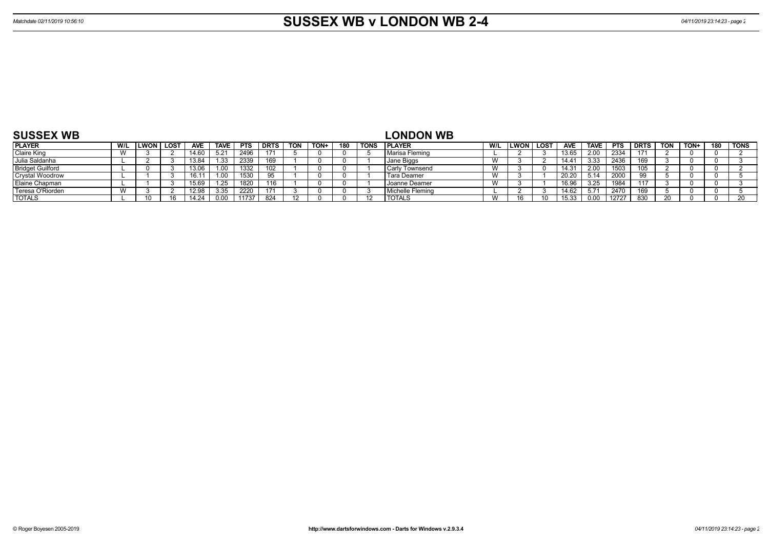# SUSSEX WB v LONDON WB 2-4

Matchdate 02/11/2019 10:56:10

## SUSSEX WB

| PLAYER | W/L | LWON | LOST | AVE | TAVE | PTS | DRTS | TON | TON+ | 180 | TONS |
|---|---|---|---|---|---|---|---|---|---|---|---|
| Claire King | W | 3 | 2 | 14.60 | 5.21 | 2496 | 171 | 5 | 0 | 0 | 5 |
| Julia Saldanha | L | 2 | 3 | 13.84 | 1.33 | 2339 | 169 | 1 | 0 | 0 | 1 |
| Bridget Guilford | L | 0 | 3 | 13.06 | 1.00 | 1332 | 102 | 1 | 0 | 0 | 1 |
| Crystal Woodrow | L | 1 | 3 | 16.11 | 1.00 | 1530 | 95 | 1 | 0 | 0 | 1 |
| Elaine Chapman | L | 1 | 3 | 15.69 | 1.25 | 1820 | 116 | 1 | 0 | 0 | 1 |
| Teresa O'Riorden | W | 3 | 2 | 12.98 | 3.35 | 2220 | 171 | 3 | 0 | 0 | 3 |
| TOTALS | L | 10 | 16 | 14.24 | 0.00 | 11737 | 824 | 12 | 0 | 0 | 12 |

## LONDON WB

| PLAYER | W/L | LWON | LOST | AVE | TAVE | PTS | DRTS | TON | TON+ | 180 | TONS |
|---|---|---|---|---|---|---|---|---|---|---|---|
| Marisa Fleming | L | 2 | 3 | 13.65 | 2.00 | 2334 | 171 | 2 | 0 | 0 | 2 |
| Jane Biggs | W | 3 | 2 | 14.41 | 3.33 | 2436 | 169 | 3 | 0 | 0 | 3 |
| Carly Townsend | W | 3 | 0 | 14.31 | 2.00 | 1503 | 105 | 2 | 0 | 0 | 2 |
| Tara Deamer | W | 3 | 1 | 20.20 | 5.14 | 2000 | 99 | 5 | 0 | 0 | 5 |
| Joanne Deamer | W | 3 | 1 | 16.96 | 3.25 | 1984 | 117 | 3 | 0 | 0 | 3 |
| Michelle Fleming | L | 2 | 3 | 14.62 | 5.71 | 2470 | 169 | 5 | 0 | 0 | 5 |
| TOTALS | W | 16 | 10 | 15.33 | 0.00 | 12727 | 830 | 20 | 0 | 0 | 20 |

© Roger Boyesen 2005-2019 http://www.dartsforwindows.com - Darts for Windows v.2.9.3.4